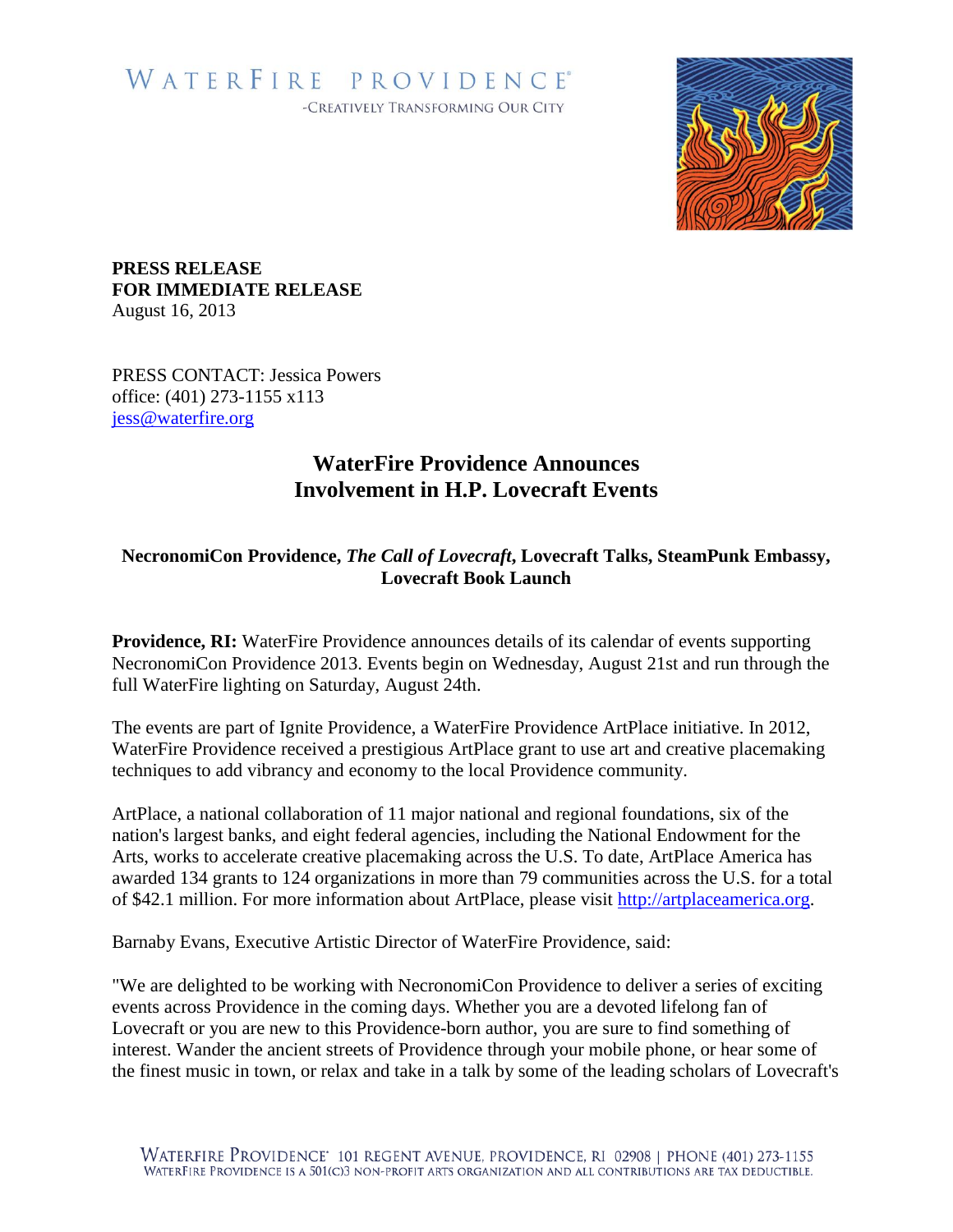WATERFIRE PROVIDENCE®
-CREATIVELY TRANSFORMING OUR CITY

**PRESS RELEASE**
**FOR IMMEDIATE RELEASE**
August 16, 2013

PRESS CONTACT: Jessica Powers
office: (401) 273-1155 x113
[jess@waterfire.org](mailto:jess@waterfire.org)

## WaterFire Providence Announces Involvement in H.P. Lovecraft Events

### NecronomiCon Providence, *The Call of Lovecraft*, Lovecraft Talks, SteamPunk Embassy, Lovecraft Book Launch

**Providence, RI:** WaterFire Providence announces details of its calendar of events supporting NecronomiCon Providence 2013. Events begin on Wednesday, August 21st and run through the full WaterFire lighting on Saturday, August 24th.

The events are part of Ignite Providence, a WaterFire Providence ArtPlace initiative. In 2012, WaterFire Providence received a prestigious ArtPlace grant to use art and creative placemaking techniques to add vibrancy and economy to the local Providence community.

ArtPlace, a national collaboration of 11 major national and regional foundations, six of the nation's largest banks, and eight federal agencies, including the National Endowment for the Arts, works to accelerate creative placemaking across the U.S. To date, ArtPlace America has awarded 134 grants to 124 organizations in more than 79 communities across the U.S. for a total of $42.1 million. For more information about ArtPlace, please visit [http://artplaceamerica.org](http://artplaceamerica.org).

Barnaby Evans, Executive Artistic Director of WaterFire Providence, said:

"We are delighted to be working with NecronomiCon Providence to deliver a series of exciting events across Providence in the coming days. Whether you are a devoted lifelong fan of Lovecraft or you are new to this Providence-born author, you are sure to find something of interest. Wander the ancient streets of Providence through your mobile phone, or hear some of the finest music in town, or relax and take in a talk by some of the leading scholars of Lovecraft's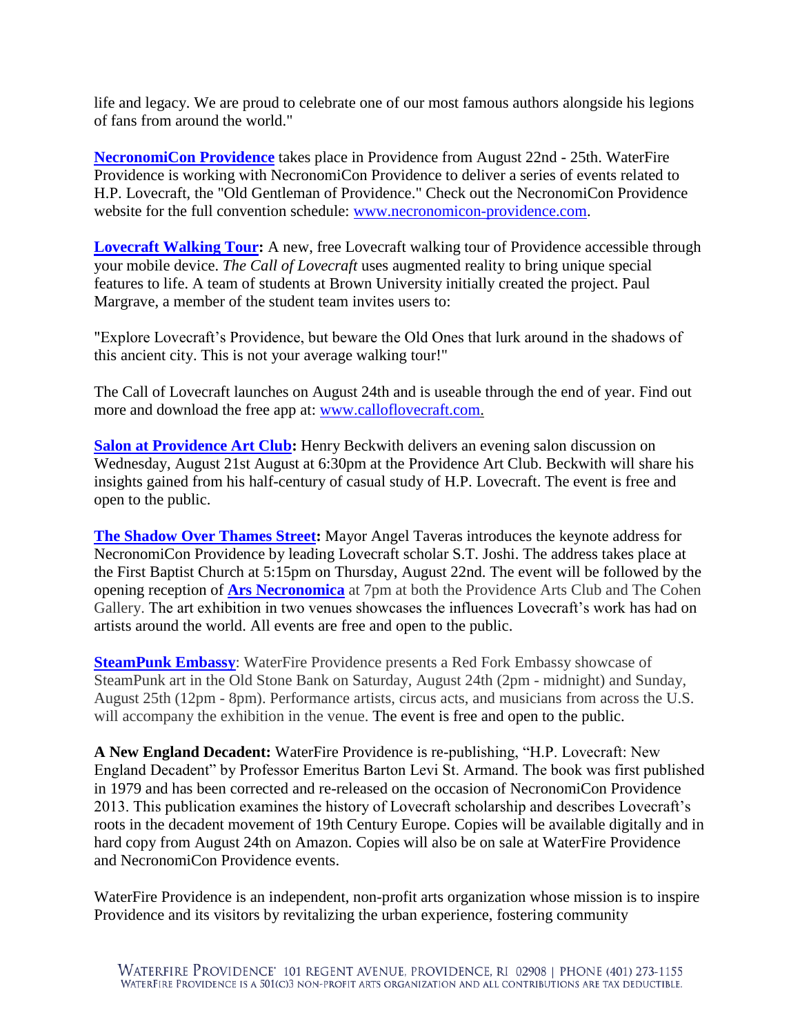life and legacy. We are proud to celebrate one of our most famous authors alongside his legions of fans from around the world."

**[NecronomiCon Providence](#)** takes place in Providence from August 22nd - 25th. WaterFire Providence is working with NecronomiCon Providence to deliver a series of events related to H.P. Lovecraft, the "Old Gentleman of Providence." Check out the NecronomiCon Providence website for the full convention schedule: [www.necronomicon-providence.com](http://www.necronomicon-providence.com).

**[Lovecraft Walking Tour](#):** A new, free Lovecraft walking tour of Providence accessible through your mobile device. *The Call of Lovecraft* uses augmented reality to bring unique special features to life. A team of students at Brown University initially created the project. Paul Margrave, a member of the student team invites users to:

"Explore Lovecraft's Providence, but beware the Old Ones that lurk around in the shadows of this ancient city. This is not your average walking tour!"

The Call of Lovecraft launches on August 24th and is useable through the end of year. Find out more and download the free app at: [www.calloflovecraft.com](http://www.calloflovecraft.com).

**[Salon at Providence Art Club](#):** Henry Beckwith delivers an evening salon discussion on Wednesday, August 21st August at 6:30pm at the Providence Art Club. Beckwith will share his insights gained from his half-century of casual study of H.P. Lovecraft. The event is free and open to the public.

**[The Shadow Over Thames Street](#):** Mayor Angel Taveras introduces the keynote address for NecronomiCon Providence by leading Lovecraft scholar S.T. Joshi. The address takes place at the First Baptist Church at 5:15pm on Thursday, August 22nd. The event will be followed by the opening reception of **[Ars Necronomica](#)** at 7pm at both the Providence Arts Club and The Cohen Gallery. The art exhibition in two venues showcases the influences Lovecraft's work has had on artists around the world. All events are free and open to the public.

**[SteamPunk Embassy](#)**: WaterFire Providence presents a Red Fork Embassy showcase of SteamPunk art in the Old Stone Bank on Saturday, August 24th (2pm - midnight) and Sunday, August 25th (12pm - 8pm). Performance artists, circus acts, and musicians from across the U.S. will accompany the exhibition in the venue. The event is free and open to the public.

**A New England Decadent:** WaterFire Providence is re-publishing, "H.P. Lovecraft: New England Decadent" by Professor Emeritus Barton Levi St. Armand. The book was first published in 1979 and has been corrected and re-released on the occasion of NecronomiCon Providence 2013. This publication examines the history of Lovecraft scholarship and describes Lovecraft's roots in the decadent movement of 19th Century Europe. Copies will be available digitally and in hard copy from August 24th on Amazon. Copies will also be on sale at WaterFire Providence and NecronomiCon Providence events.

WaterFire Providence is an independent, non-profit arts organization whose mission is to inspire Providence and its visitors by revitalizing the urban experience, fostering community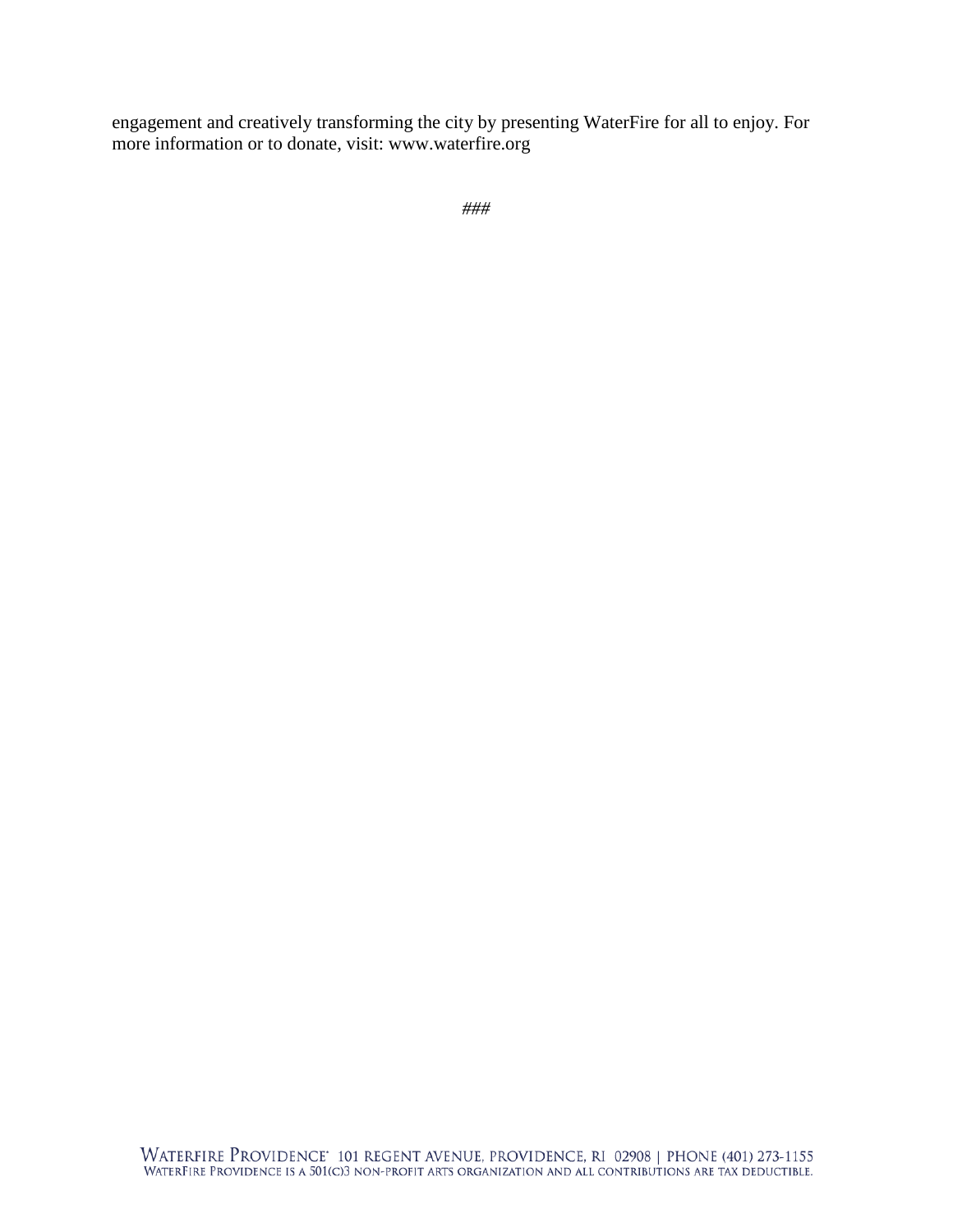engagement and creatively transforming the city by presenting WaterFire for all to enjoy. For more information or to donate, visit: www.waterfire.org

###